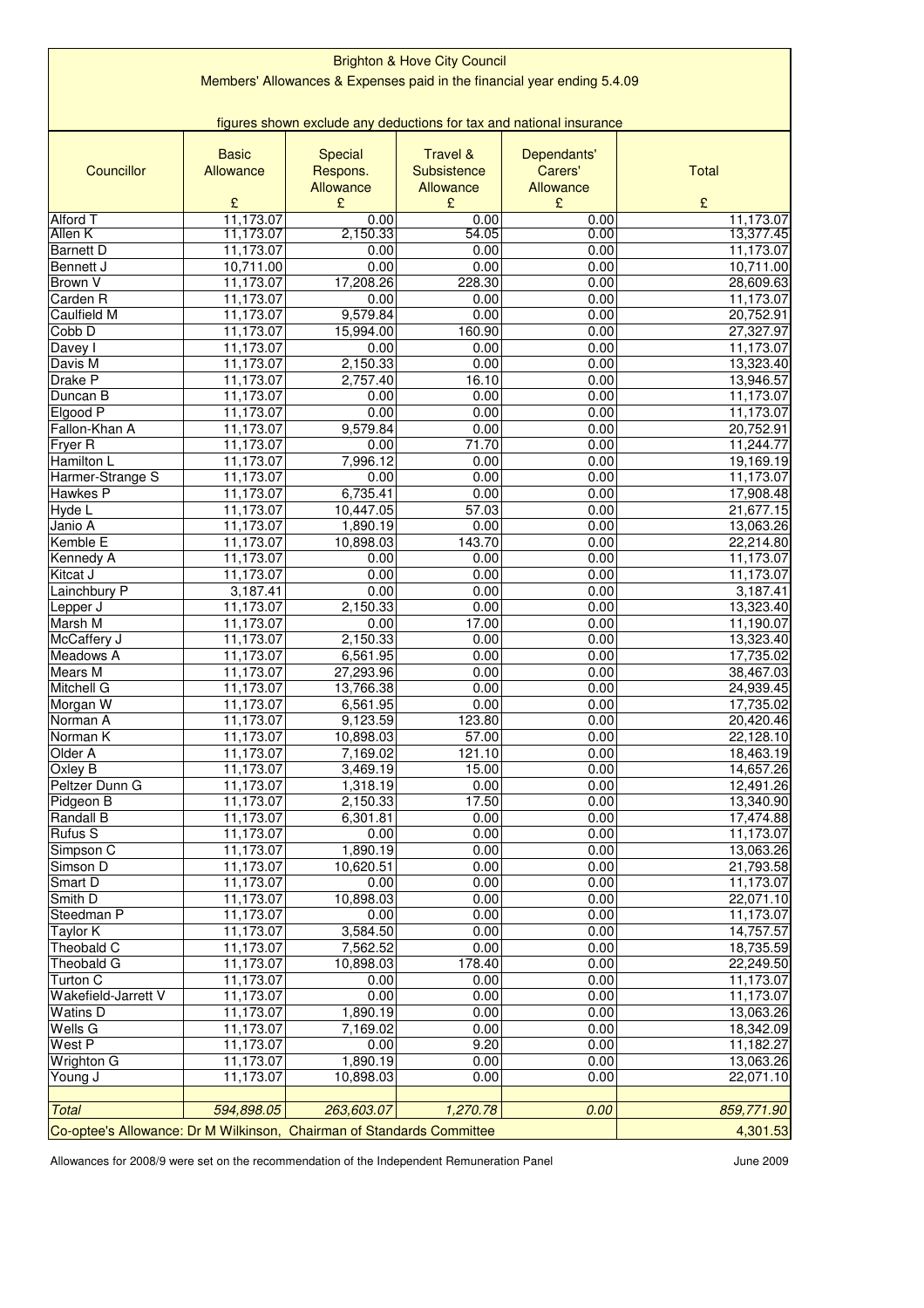# Brighton & Hove City Council

## Members' Allowances & Expenses paid in the financial year ending 5.4.09

figures shown exclude any deductions for tax and national insurance

| Councillor | Basic Allowance £ | Special Respons. Allowance £ | Travel & Subsistence Allowance £ | Dependants' Carers' Allowance £ | Total £ |
|---|---|---|---|---|---|
| Alford T | 11,173.07 | 0.00 | 0.00 | 0.00 | 11,173.07 |
| Allen K | 11,173.07 | 2,150.33 | 54.05 | 0.00 | 13,377.45 |
| Barnett D | 11,173.07 | 0.00 | 0.00 | 0.00 | 11,173.07 |
| Bennett J | 10,711.00 | 0.00 | 0.00 | 0.00 | 10,711.00 |
| Brown V | 11,173.07 | 17,208.26 | 228.30 | 0.00 | 28,609.63 |
| Carden R | 11,173.07 | 0.00 | 0.00 | 0.00 | 11,173.07 |
| Caulfield M | 11,173.07 | 9,579.84 | 0.00 | 0.00 | 20,752.91 |
| Cobb D | 11,173.07 | 15,994.00 | 160.90 | 0.00 | 27,327.97 |
| Davey I | 11,173.07 | 0.00 | 0.00 | 0.00 | 11,173.07 |
| Davis M | 11,173.07 | 2,150.33 | 0.00 | 0.00 | 13,323.40 |
| Drake P | 11,173.07 | 2,757.40 | 16.10 | 0.00 | 13,946.57 |
| Duncan B | 11,173.07 | 0.00 | 0.00 | 0.00 | 11,173.07 |
| Elgood P | 11,173.07 | 0.00 | 0.00 | 0.00 | 11,173.07 |
| Fallon-Khan A | 11,173.07 | 9,579.84 | 0.00 | 0.00 | 20,752.91 |
| Fryer R | 11,173.07 | 0.00 | 71.70 | 0.00 | 11,244.77 |
| Hamilton L | 11,173.07 | 7,996.12 | 0.00 | 0.00 | 19,169.19 |
| Harmer-Strange S | 11,173.07 | 0.00 | 0.00 | 0.00 | 11,173.07 |
| Hawkes P | 11,173.07 | 6,735.41 | 0.00 | 0.00 | 17,908.48 |
| Hyde L | 11,173.07 | 10,447.05 | 57.03 | 0.00 | 21,677.15 |
| Janio A | 11,173.07 | 1,890.19 | 0.00 | 0.00 | 13,063.26 |
| Kemble E | 11,173.07 | 10,898.03 | 143.70 | 0.00 | 22,214.80 |
| Kennedy A | 11,173.07 | 0.00 | 0.00 | 0.00 | 11,173.07 |
| Kitcat J | 11,173.07 | 0.00 | 0.00 | 0.00 | 11,173.07 |
| Lainchbury P | 3,187.41 | 0.00 | 0.00 | 0.00 | 3,187.41 |
| Lepper J | 11,173.07 | 2,150.33 | 0.00 | 0.00 | 13,323.40 |
| Marsh M | 11,173.07 | 0.00 | 17.00 | 0.00 | 11,190.07 |
| McCaffery J | 11,173.07 | 2,150.33 | 0.00 | 0.00 | 13,323.40 |
| Meadows A | 11,173.07 | 6,561.95 | 0.00 | 0.00 | 17,735.02 |
| Mears M | 11,173.07 | 27,293.96 | 0.00 | 0.00 | 38,467.03 |
| Mitchell G | 11,173.07 | 13,766.38 | 0.00 | 0.00 | 24,939.45 |
| Morgan W | 11,173.07 | 6,561.95 | 0.00 | 0.00 | 17,735.02 |
| Norman A | 11,173.07 | 9,123.59 | 123.80 | 0.00 | 20,420.46 |
| Norman K | 11,173.07 | 10,898.03 | 57.00 | 0.00 | 22,128.10 |
| Older A | 11,173.07 | 7,169.02 | 121.10 | 0.00 | 18,463.19 |
| Oxley B | 11,173.07 | 3,469.19 | 15.00 | 0.00 | 14,657.26 |
| Peltzer Dunn G | 11,173.07 | 1,318.19 | 0.00 | 0.00 | 12,491.26 |
| Pidgeon B | 11,173.07 | 2,150.33 | 17.50 | 0.00 | 13,340.90 |
| Randall B | 11,173.07 | 6,301.81 | 0.00 | 0.00 | 17,474.88 |
| Rufus S | 11,173.07 | 0.00 | 0.00 | 0.00 | 11,173.07 |
| Simpson C | 11,173.07 | 1,890.19 | 0.00 | 0.00 | 13,063.26 |
| Simson D | 11,173.07 | 10,620.51 | 0.00 | 0.00 | 21,793.58 |
| Smart D | 11,173.07 | 0.00 | 0.00 | 0.00 | 11,173.07 |
| Smith D | 11,173.07 | 10,898.03 | 0.00 | 0.00 | 22,071.10 |
| Steedman P | 11,173.07 | 0.00 | 0.00 | 0.00 | 11,173.07 |
| Taylor K | 11,173.07 | 3,584.50 | 0.00 | 0.00 | 14,757.57 |
| Theobald C | 11,173.07 | 7,562.52 | 0.00 | 0.00 | 18,735.59 |
| Theobald G | 11,173.07 | 10,898.03 | 178.40 | 0.00 | 22,249.50 |
| Turton C | 11,173.07 | 0.00 | 0.00 | 0.00 | 11,173.07 |
| Wakefield-Jarrett V | 11,173.07 | 0.00 | 0.00 | 0.00 | 11,173.07 |
| Watins D | 11,173.07 | 1,890.19 | 0.00 | 0.00 | 13,063.26 |
| Wells G | 11,173.07 | 7,169.02 | 0.00 | 0.00 | 18,342.09 |
| West P | 11,173.07 | 0.00 | 9.20 | 0.00 | 11,182.27 |
| Wrighton G | 11,173.07 | 1,890.19 | 0.00 | 0.00 | 13,063.26 |
| Young J | 11,173.07 | 10,898.03 | 0.00 | 0.00 | 22,071.10 |
| | | | | | |
| *Total* | *594,898.05* | *263,603.07* | *1,270.78* | *0.00* | *859,771.90* |
| Co-optee's Allowance: Dr M Wilkinson, Chairman of Standards Committee | | | | | 4,301.53 |

Allowances for 2008/9 were set on the recommendation of the Independent Remuneration Panel

June 2009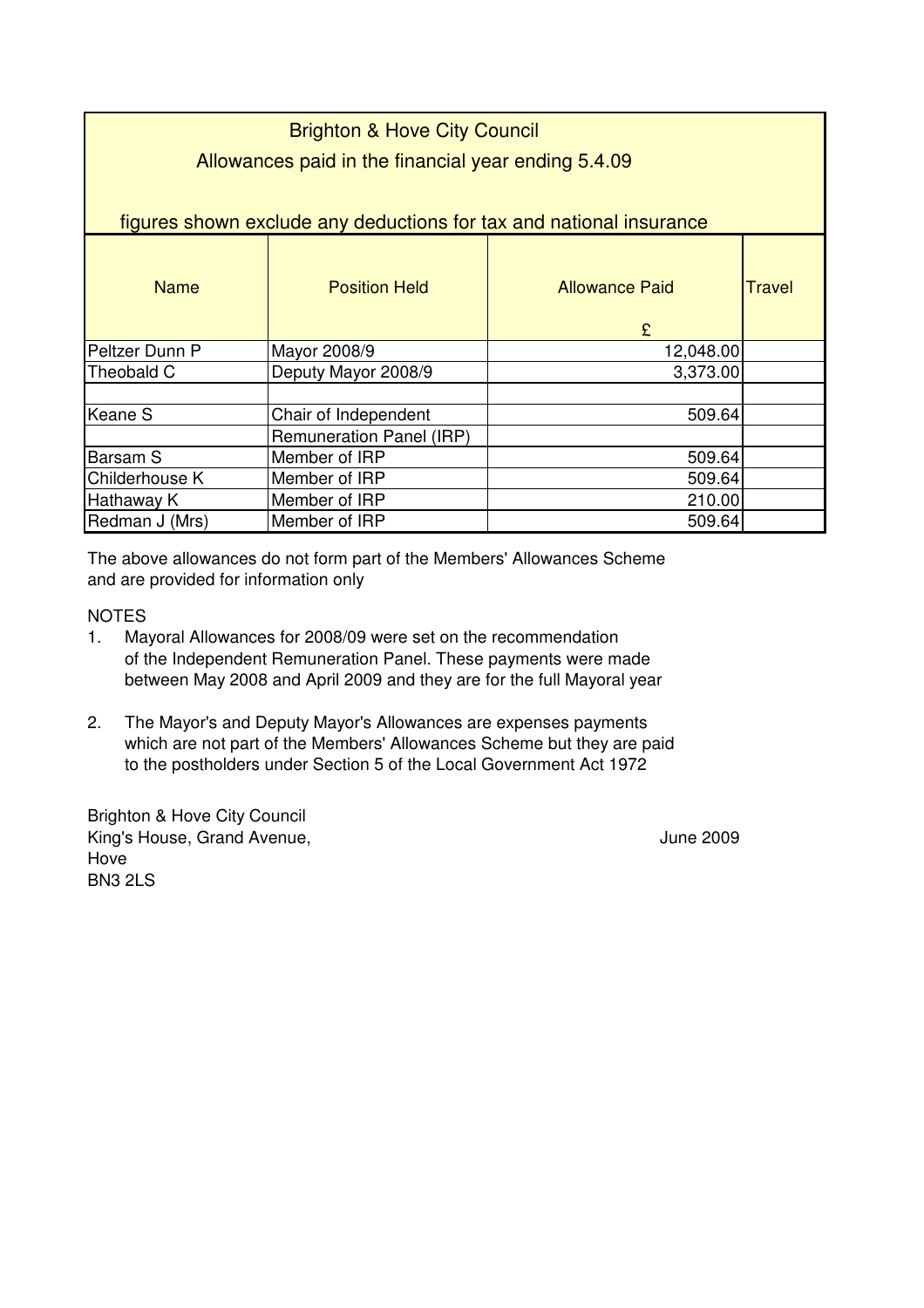# Brighton & Hove City Council

## Allowances paid in the financial year ending 5.4.09

figures shown exclude any deductions for tax and national insurance

| Name | Position Held | Allowance Paid £ | Travel |
|---|---|---|---|
| Peltzer Dunn P | Mayor 2008/9 | 12,048.00 | |
| Theobald C | Deputy Mayor 2008/9 | 3,373.00 | |
| | | | |
| Keane S | Chair of Independent Remuneration Panel (IRP) | 509.64 | |
| Barsam S | Member of IRP | 509.64 | |
| Childerhouse K | Member of IRP | 509.64 | |
| Hathaway K | Member of IRP | 210.00 | |
| Redman J (Mrs) | Member of IRP | 509.64 | |

The above allowances do not form part of the Members' Allowances Scheme and are provided for information only

NOTES

1. Mayoral Allowances for 2008/09 were set on the recommendation of the Independent Remuneration Panel. These payments were made between May 2008 and April 2009 and they are for the full Mayoral year

2. The Mayor's and Deputy Mayor's Allowances are expenses payments which are not part of the Members' Allowances Scheme but they are paid to the postholders under Section 5 of the Local Government Act 1972

Brighton & Hove City Council
King's House, Grand Avenue,
Hove
BN3 2LS

June 2009